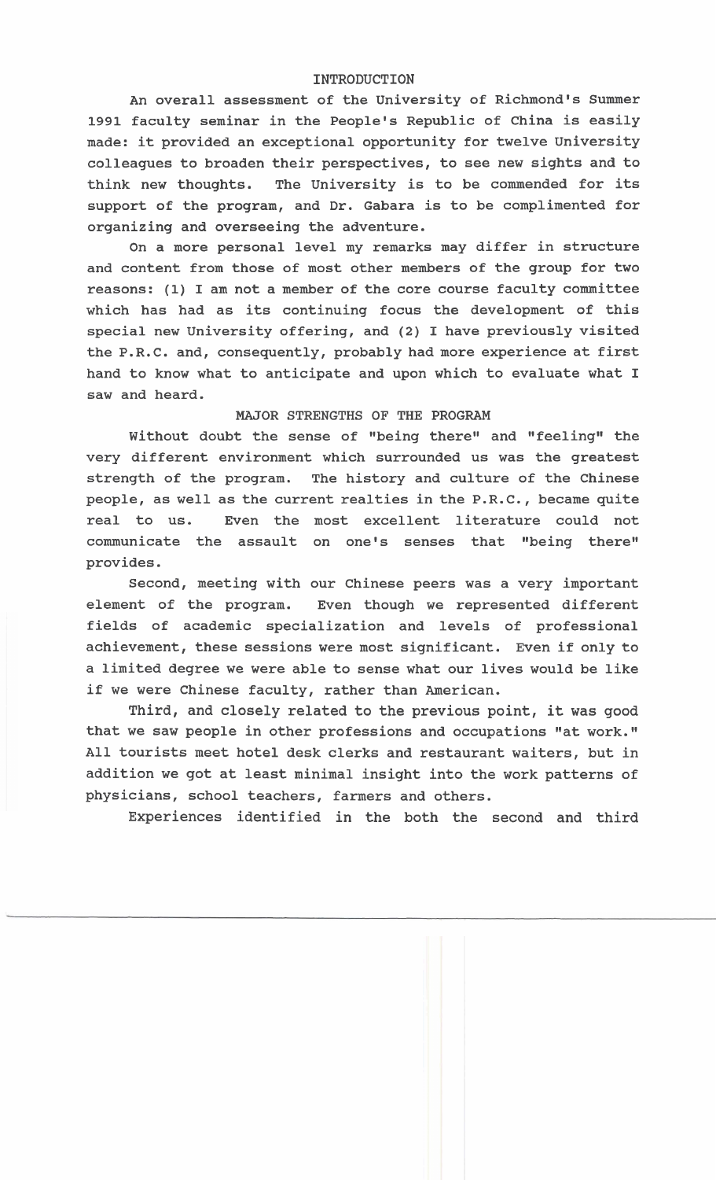## INTRODUCTION

An overall assessment of the University of Richmond's Summer 1991 faculty seminar in the People's Republic of China is easily made: it provided an exceptional opportunity for twelve University colleagues to broaden their perspectives, to see new sights and to think new thoughts. The University is to be commended for its support of the program, and Dr. Gabara is to be complimented for organizing and overseeing the adventure.

On a more personal level my remarks may differ in structure and content from those of most other members of the group for two reasons: (1) I am not a member of the core course faculty committee which has had as its continuing focus the development of this special new University offering, and (2) I have previously visited the P.R.C. and, consequently, probably had more experience at first hand to know what to anticipate and upon which to evaluate what I saw and heard.

## MAJOR STRENGTHS OF THE PROGRAM

Without doubt the sense of "being there" and "feeling" the very different environment which surrounded us was the greatest strength of the program. The history and culture of the Chinese people, as well as the current realties in the P.R.C., became quite real to us. Even the most excellent literature could not communicate the assault on one's senses that "being there" provides.

Second, meeting with our Chinese peers was a very important element of the program. Even though we represented different fields of academic specialization and levels of professional achievement, these sessions were most significant. Even if only to a limited degree we were able to sense what our lives would be like if we were Chinese faculty, rather than American.

Third, and closely related to the previous point, it was good that we saw people in other professions and occupations "at work." All tourists meet hotel desk clerks and restaurant waiters, but in addition we got at least minimal insight into the work patterns of physicians, school teachers, farmers and others.

Experiences identified in the both the second and third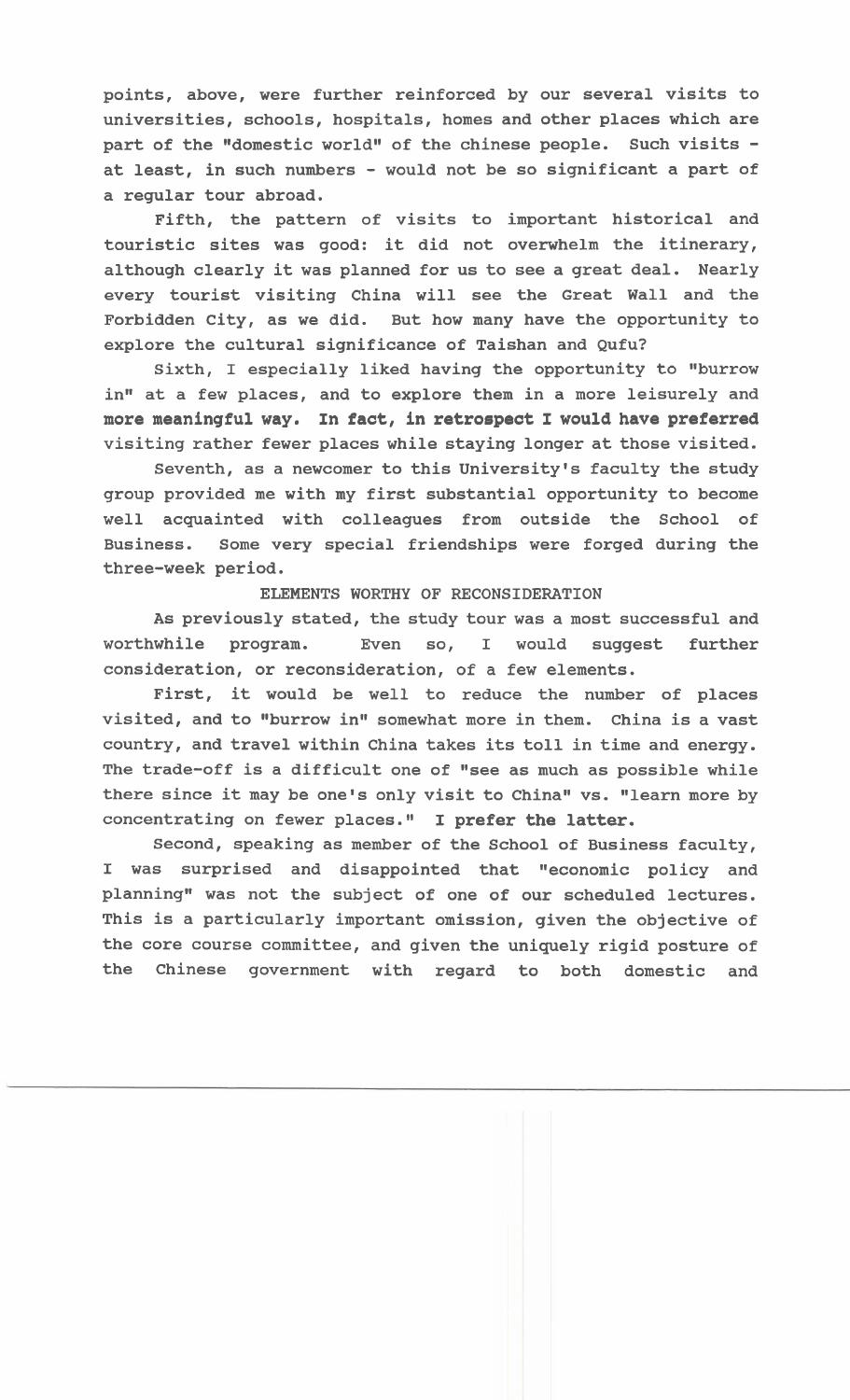points, above, were further reinforced by our several visits to universities, schools, hospitals, homes and other places which are part of the "domestic world" of the chinese people. Such visits - at least, in such numbers - would not be so significant a part of a regular tour abroad.

Fifth, the pattern of visits to important historical and touristic sites was good: it did not overwhelm the itinerary, although clearly it was planned for us to see a great deal. Nearly every tourist visiting China will see the Great Wall and the Forbidden City, as we did. But how many have the opportunity to explore the cultural significance of Taishan and Qufu?

Sixth, I especially liked having the opportunity to "burrow in" at a few places, and to explore them in a more leisurely and **more meaningful way. In fact, in retrospect I would have preferred** visiting rather fewer places while staying longer at those visited.

Seventh, as a newcomer to this University's faculty the study group provided me with my first substantial opportunity to become well acquainted with colleagues from outside the School of Business. Some very special friendships were forged during the three-week period.

## ELEMENTS WORTHY OF RECONSIDERATION

As previously stated, the study tour was a most successful and worthwhile program. Even so, I would suggest further consideration, or reconsideration, of a few elements.

First, it would be well to reduce the number of places visited, and to "burrow in" somewhat more in them. China is a vast country, and travel within China takes its toll in time and energy. The trade-off is a difficult one of "see as much as possible while there since it may be one's only visit to China" vs. "learn more by concentrating on fewer places." **I prefer the latter.**

Second, speaking as member of the School of Business faculty, I was surprised and disappointed that "economic policy and planning" was not the subject of one of our scheduled lectures. This is a particularly important omission, given the objective of the core course committee, and given the uniquely rigid posture of the Chinese government with regard to both domestic and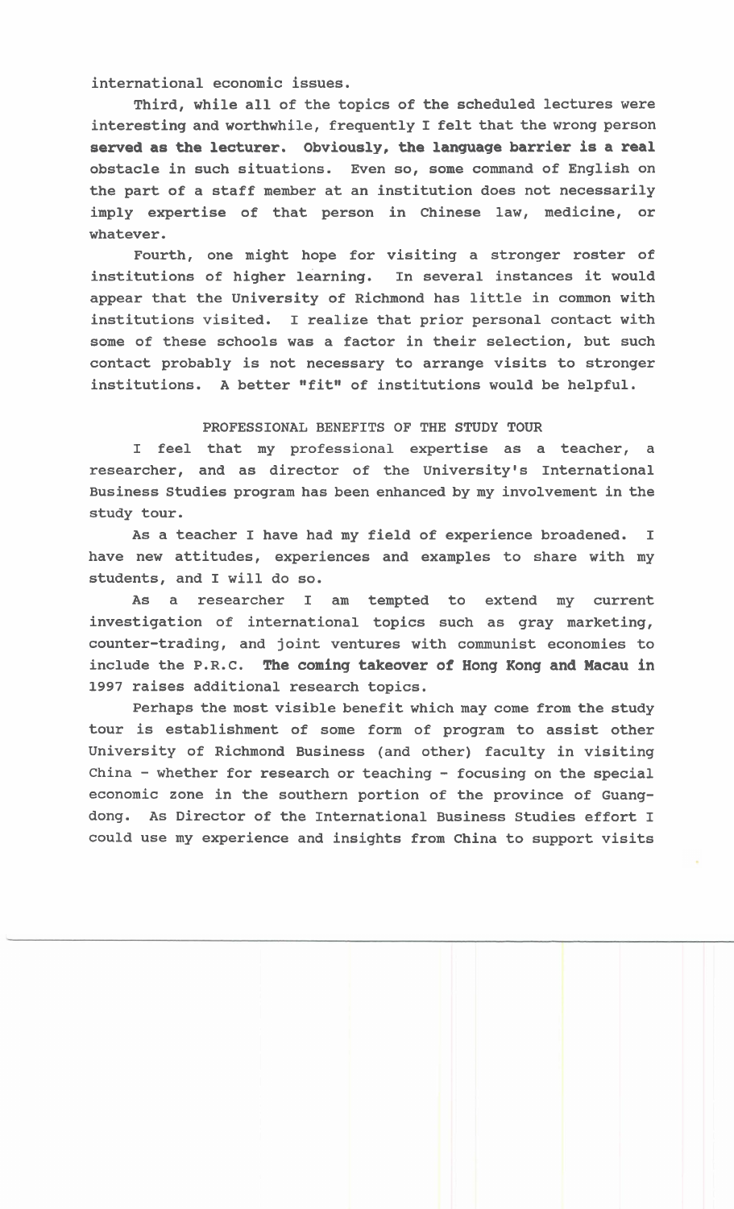international economic issues.

Third, while all of the topics of the scheduled lectures were interesting and worthwhile, frequently I felt that the wrong person served as the lecturer. Obviously, the language barrier is a real obstacle in such situations. Even so, some command of English on the part of a staff member at an institution does not necessarily imply expertise of that person in Chinese law, medicine, or whatever.

Fourth, one might hope for visiting a stronger roster of institutions of higher learning. In several instances it would appear that the University of Richmond has little in common with institutions visited. I realize that prior personal contact with some of these schools was a factor in their selection, but such contact probably is not necessary to arrange visits to stronger institutions. A better "fit" of institutions would be helpful.

## PROFESSIONAL BENEFITS OF THE STUDY TOUR

I feel that my professional expertise as a teacher, a researcher, and as director of the University's International Business Studies program has been enhanced by my involvement in the study tour.

As a teacher I have had my field of experience broadened. I have new attitudes, experiences and examples to share with my students, and I will do so.

As a researcher I am tempted to extend my current investigation of international topics such as gray marketing, counter-trading, and joint ventures with communist economies to include the P.R.C. The coming takeover of Hong Kong and Macau in 1997 raises additional research topics.

Perhaps the most visible benefit which may come from the study tour is establishment of some form of program to assist other University of Richmond Business (and other) faculty in visiting China - whether for research or teaching - focusing on the special economic zone in the southern portion of the province of Guangdong. As Director of the International Business Studies effort I could use my experience and insights from China to support visits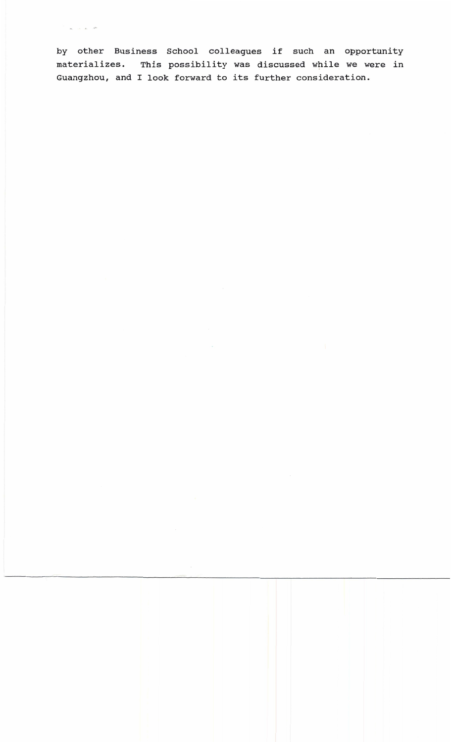by other Business School colleagues if such an opportunity materializes. This possibility was discussed while we were in Guangzhou, and I look forward to its further consideration.